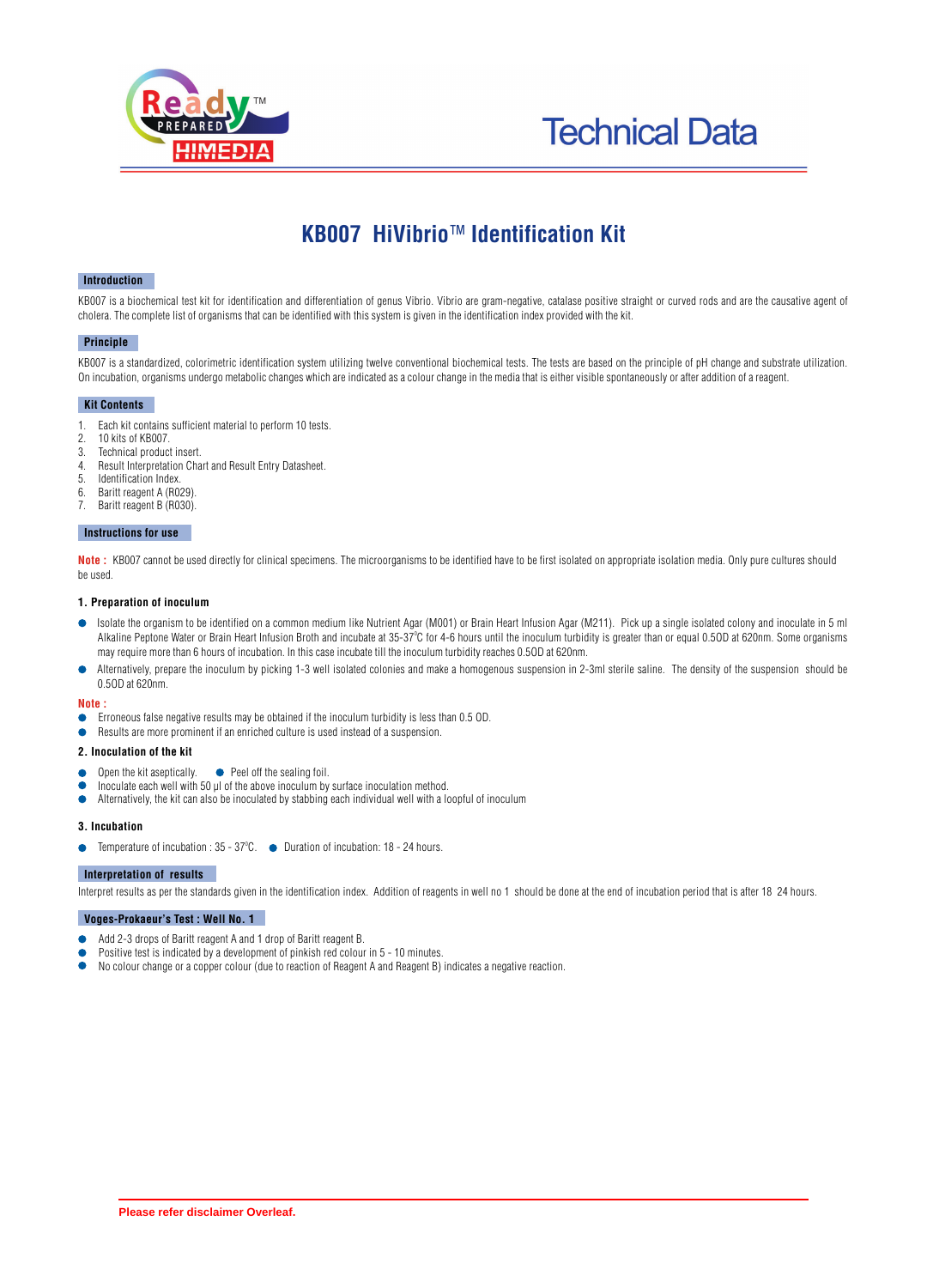# KB007 HiVibrio™ Identification Kit

## Introduction

KB007 is a biochemical test kit for identification and differentiation of genus Vibrio. Vibrio are gram-negative, catalase positive straight or curved rods and are the causative agent of cholera. The complete list of organisms that can be identified with this system is given in the identification index provided with the kit.

## Principle

KB007 is a standardized, colorimetric identification system utilizing twelve conventional biochemical tests. The tests are based on the principle of pH change and substrate utilization. On incubation, organisms undergo metabolic changes which are indicated as a colour change in the media that is either visible spontaneously or after addition of a reagent.

## Kit Contents

1. Each kit contains sufficient material to perform 10 tests.
2. 10 kits of KB007.
3. Technical product insert.
4. Result Interpretation Chart and Result Entry Datasheet.
5. Identification Index.
6. Baritt reagent A (R029).
7. Baritt reagent B (R030).

## Instructions for use

**Note :** KB007 cannot be used directly for clinical specimens. The microorganisms to be identified have to be first isolated on appropriate isolation media. Only pure cultures should be used.

### 1. Preparation of inoculum

- Isolate the organism to be identified on a common medium like Nutrient Agar (M001) or Brain Heart Infusion Agar (M211). Pick up a single isolated colony and inoculate in 5 ml Alkaline Peptone Water or Brain Heart Infusion Broth and incubate at 35-37°C for 4-6 hours until the inoculum turbidity is greater than or equal 0.5OD at 620nm. Some organisms may require more than 6 hours of incubation. In this case incubate till the inoculum turbidity reaches 0.5OD at 620nm.
- Alternatively, prepare the inoculum by picking 1-3 well isolated colonies and make a homogenous suspension in 2-3ml sterile saline. The density of the suspension should be 0.5OD at 620nm.

**Note :**

- Erroneous false negative results may be obtained if the inoculum turbidity is less than 0.5 OD.
- Results are more prominent if an enriched culture is used instead of a suspension.

### 2. Inoculation of the kit

- Open the kit aseptically.
- Peel off the sealing foil.
- Inoculate each well with 50 µl of the above inoculum by surface inoculation method.
- Alternatively, the kit can also be inoculated by stabbing each individual well with a loopful of inoculum

### 3. Incubation

- Temperature of incubation : 35 - 37°C.
- Duration of incubation: 18 - 24 hours.

## Interpretation of results

Interpret results as per the standards given in the identification index. Addition of reagents in well no 1 should be done at the end of incubation period that is after 18 24 hours.

## Voges-Prokaeur's Test : Well No. 1

- Add 2-3 drops of Baritt reagent A and 1 drop of Baritt reagent B.
- Positive test is indicated by a development of pinkish red colour in 5 - 10 minutes.
- No colour change or a copper colour (due to reaction of Reagent A and Reagent B) indicates a negative reaction.

Please refer disclaimer Overleaf.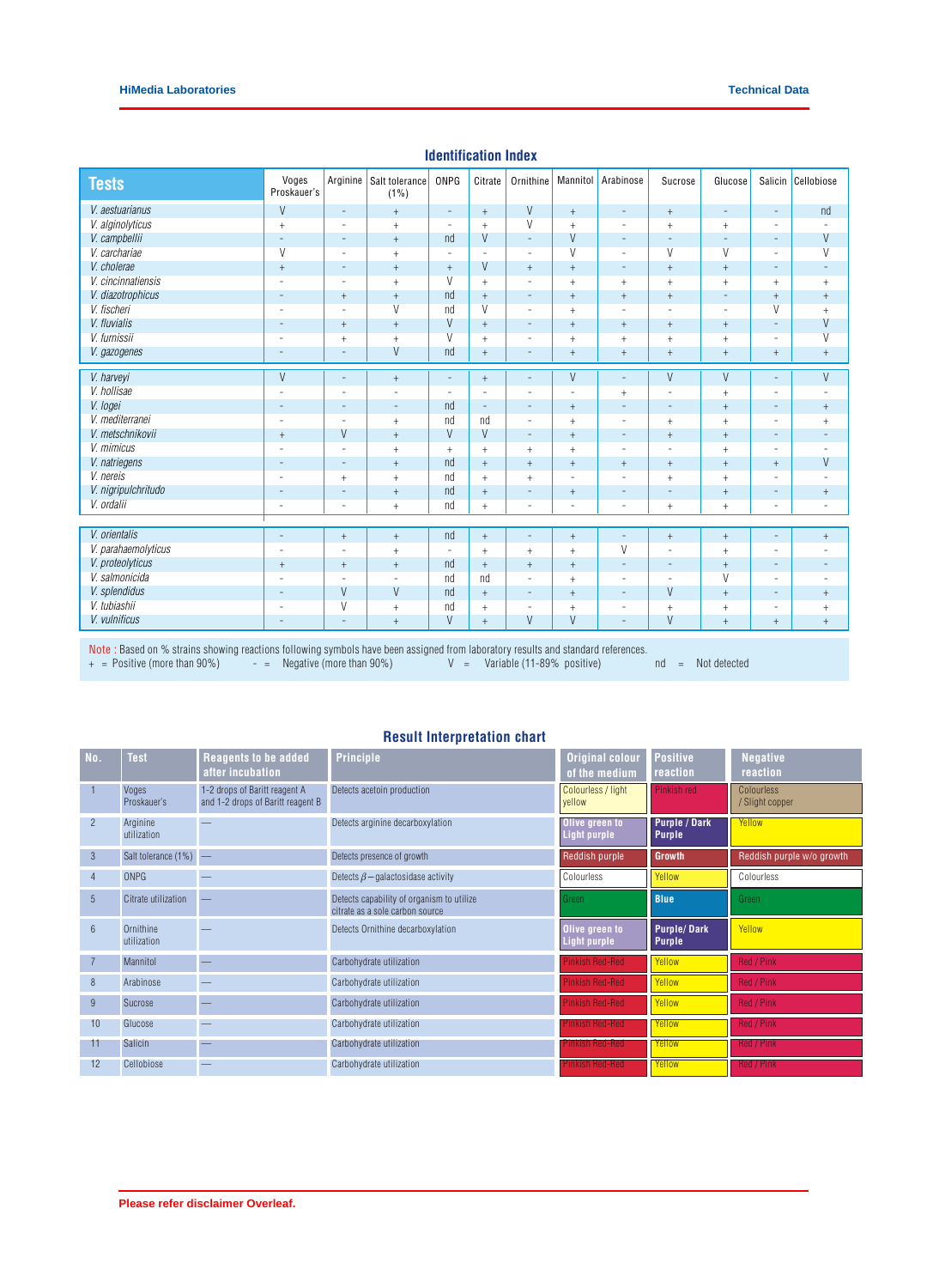## Identification Index

| Tests | Voges Proskauer's | Arginine | Salt tolerance (1%) | ONPG | Citrate | Ornithine | Mannitol | Arabinose | Sucrose | Glucose | Salicin | Cellobiose |
|---|---|---|---|---|---|---|---|---|---|---|---|---|
| *V. aestuarianus* | V | - | + | - | + | V | + | - | + | - | - | nd |
| *V. alginolyticus* | + | - | + | - | + | V | + | - | + | + | - | - |
| *V. campbellii* | - | - | + | nd | V | - | V | - | - | - | - | V |
| *V. carchariae* | V | - | + | - | - | - | V | - | V | V | - | V |
| *V. cholerae* | + | - | + | + | V | + | + | - | + | + | - | - |
| *V. cincinnatiensis* | - | - | + | V | + | - | + | + | + | + | + | + |
| *V. diazotrophicus* | - | + | + | nd | + | - | + | + | + | - | + | + |
| *V. fischeri* | - | - | V | nd | V | - | + | - | - | - | V | + |
| *V. fluvialis* | - | + | + | V | + | - | + | + | + | + | - | V |
| *V. furnissii* | - | + | + | V | + | - | + | + | + | + | - | V |
| *V. gazogenes* | - | - | V | nd | + | - | + | + | + | + | + | + |
| *V. harveyi* | V | - | + | - | + | - | V | - | V | V | - | V |
| *V. hollisae* | - | - | - | - | - | - | - | + | - | + | - | - |
| *V. logei* | - | - | - | nd | - | - | + | - | - | + | - | + |
| *V. mediterranei* | - | - | + | nd | nd | - | + | - | + | + | - | + |
| *V. metschnikovii* | + | V | + | V | V | - | + | - | + | + | - | - |
| *V. mimicus* | - | - | + | + | + | + | + | - | - | + | - | - |
| *V. natriegens* | - | - | + | nd | + | + | + | + | + | + | + | V |
| *V. nereis* | - | + | + | nd | + | + | - | - | + | + | - | - |
| *V. nigripulchritudo* | - | - | + | nd | + | - | + | - | - | + | - | + |
| *V. ordalii* | - | - | + | nd | + | - | - | - | + | + | - | - |
| *V. orientalis* | - | + | + | nd | + | - | + | - | + | + | - | + |
| *V. parahaemolyticus* | - | - | + | - | + | + | + | V | - | + | - | - |
| *V. proteolyticus* | + | + | + | nd | + | + | + | - | - | + | - | - |
| *V. salmonicida* | - | - | - | nd | nd | - | + | - | - | V | - | - |
| *V. splendidus* | - | V | V | nd | + | - | + | - | V | + | - | + |
| *V. tubiashii* | - | V | + | nd | + | - | + | - | + | + | - | + |
| *V. vulnificus* | - | - | + | V | + | V | V | - | V | + | + | + |

Note : Based on % strains showing reactions following symbols have been assigned from laboratory results and standard references.
+ = Positive (more than 90%) - = Negative (more than 90%) V = Variable (11-89% positive) nd = Not detected

## Result Interpretation chart

| No. | Test | Reagents to be added after incubation | Principle | Original colour of the medium | Positive reaction | Negative reaction |
|---|---|---|---|---|---|---|
| 1 | Voges Proskauer's | 1-2 drops of Baritt reagent A and 1-2 drops of Baritt reagent B | Detects acetoin production | Colourless / light yellow | Pinkish red | Colourless / Slight copper |
| 2 | Arginine utilization | — | Detects arginine decarboxylation | Olive green to Light purple | Purple / Dark Purple | Yellow |
| 3 | Salt tolerance (1%) | — | Detects presence of growth | Reddish purple | Growth | Reddish purple w/o growth |
| 4 | ONPG | — | Detects $\beta$ – galactosidase activity | Colourless | Yellow | Colourless |
| 5 | Citrate utilization | — | Detects capability of organism to utilize citrate as a sole carbon source | Green | Blue | Green |
| 6 | Ornithine utilization | — | Detects Ornithine decarboxylation | Olive green to Light purple | Purple/ Dark Purple | Yellow |
| 7 | Mannitol | — | Carbohydrate utilization | Pinkish Red-Red | Yellow | Red / Pink |
| 8 | Arabinose | — | Carbohydrate utilization | Pinkish Red-Red | Yellow | Red / Pink |
| 9 | Sucrose | — | Carbohydrate utilization | Pinkish Red-Red | Yellow | Red / Pink |
| 10 | Glucose | — | Carbohydrate utilization | Pinkish Red-Red | Yellow | Red / Pink |
| 11 | Salicin | — | Carbohydrate utilization | Pinkish Red-Red | Yellow | Red / Pink |
| 12 | Cellobiose | — | Carbohydrate utilization | Pinkish Red-Red | Yellow | Red / Pink |

**Please refer disclaimer Overleaf.**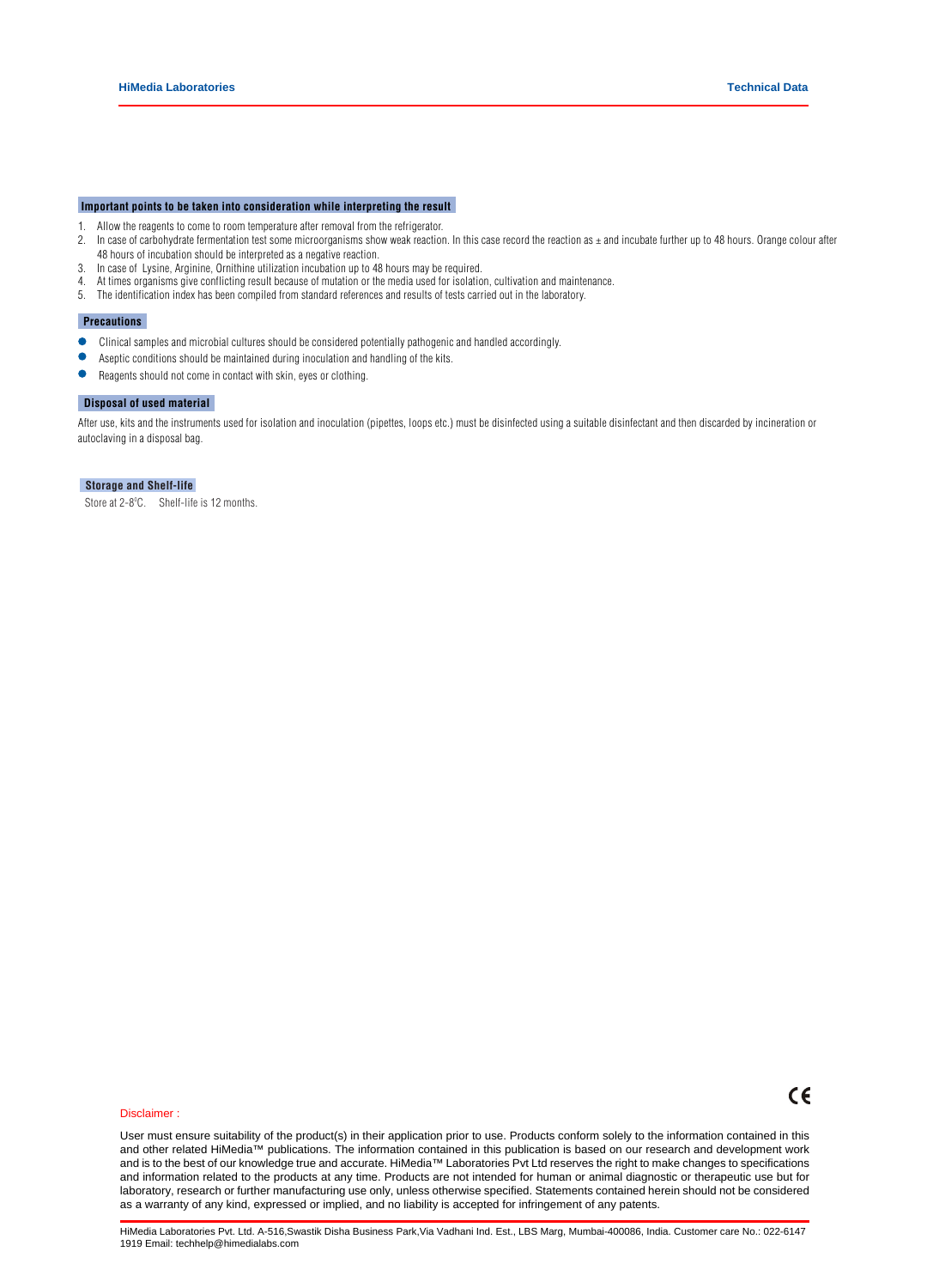## Important points to be taken into consideration while interpreting the result

1. Allow the reagents to come to room temperature after removal from the refrigerator.
2. In case of carbohydrate fermentation test some microorganisms show weak reaction. In this case record the reaction as ± and incubate further up to 48 hours. Orange colour after 48 hours of incubation should be interpreted as a negative reaction.
3. In case of Lysine, Arginine, Ornithine utilization incubation up to 48 hours may be required.
4. At times organisms give conflicting result because of mutation or the media used for isolation, cultivation and maintenance.
5. The identification index has been compiled from standard references and results of tests carried out in the laboratory.

## Precautions

- Clinical samples and microbial cultures should be considered potentially pathogenic and handled accordingly.
- Aseptic conditions should be maintained during inoculation and handling of the kits.
- Reagents should not come in contact with skin, eyes or clothing.

## Disposal of used material

After use, kits and the instruments used for isolation and inoculation (pipettes, loops etc.) must be disinfected using a suitable disinfectant and then discarded by incineration or autoclaving in a disposal bag.

## Storage and Shelf-life

Store at 2-8°C. Shelf-life is 12 months.

Disclaimer :

User must ensure suitability of the product(s) in their application prior to use. Products conform solely to the information contained in this and other related HiMedia™ publications. The information contained in this publication is based on our research and development work and is to the best of our knowledge true and accurate. HiMedia™ Laboratories Pvt Ltd reserves the right to make changes to specifications and information related to the products at any time. Products are not intended for human or animal diagnostic or therapeutic use but for laboratory, research or further manufacturing use only, unless otherwise specified. Statements contained herein should not be considered as a warranty of any kind, expressed or implied, and no liability is accepted for infringement of any patents.

HiMedia Laboratories Pvt. Ltd. A-516,Swastik Disha Business Park,Via Vadhani Ind. Est., LBS Marg, Mumbai-400086, India. Customer care No.: 022-6147 1919 Email: techhelp@himedialabs.com